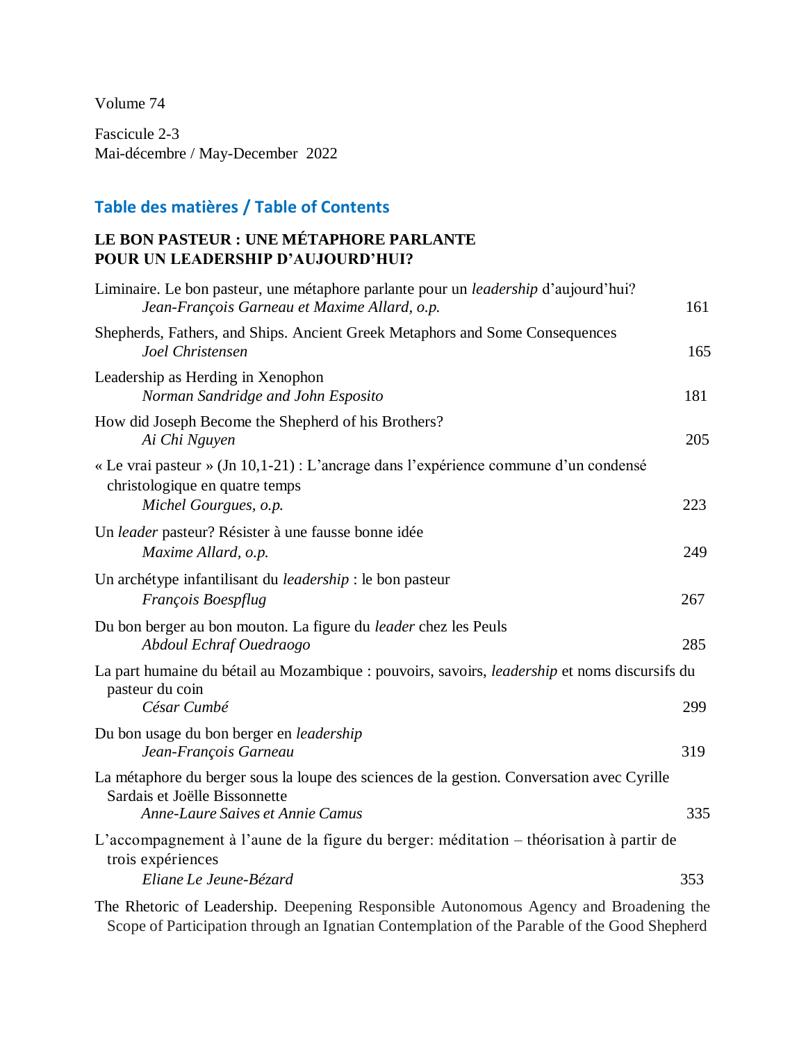Volume 74

Fascicule 2-3
Mai-décembre / May-December 2022

## Table des matières / Table of Contents

### LE BON PASTEUR : UNE MÉTAPHORE PARLANTE POUR UN LEADERSHIP D'AUJOURD'HUI?

Liminaire. Le bon pasteur, une métaphore parlante pour un *leadership* d'aujourd'hui?
*Jean-François Garneau et Maxime Allard, o.p.* — 161

Shepherds, Fathers, and Ships. Ancient Greek Metaphors and Some Consequences
*Joel Christensen* — 165

Leadership as Herding in Xenophon
*Norman Sandridge and John Esposito* — 181

How did Joseph Become the Shepherd of his Brothers?
*Ai Chi Nguyen* — 205

« Le vrai pasteur » (Jn 10,1-21) : L'ancrage dans l'expérience commune d'un condensé christologique en quatre temps
*Michel Gourgues, o.p.* — 223

Un *leader* pasteur? Résister à une fausse bonne idée
*Maxime Allard, o.p.* — 249

Un archétype infantilisant du *leadership* : le bon pasteur
*François Boespflug* — 267

Du bon berger au bon mouton. La figure du *leader* chez les Peuls
*Abdoul Echraf Ouedraogo* — 285

La part humaine du bétail au Mozambique : pouvoirs, savoirs, *leadership* et noms discursifs du pasteur du coin
*César Cumbé* — 299

Du bon usage du bon berger en *leadership*
*Jean-François Garneau* — 319

La métaphore du berger sous la loupe des sciences de la gestion. Conversation avec Cyrille Sardais et Joëlle Bissonnette
*Anne-Laure Saives et Annie Camus* — 335

L'accompagnement à l'aune de la figure du berger: méditation – théorisation à partir de trois expériences
*Eliane Le Jeune-Bézard* — 353

The Rhetoric of Leadership. Deepening Responsible Autonomous Agency and Broadening the Scope of Participation through an Ignatian Contemplation of the Parable of the Good Shepherd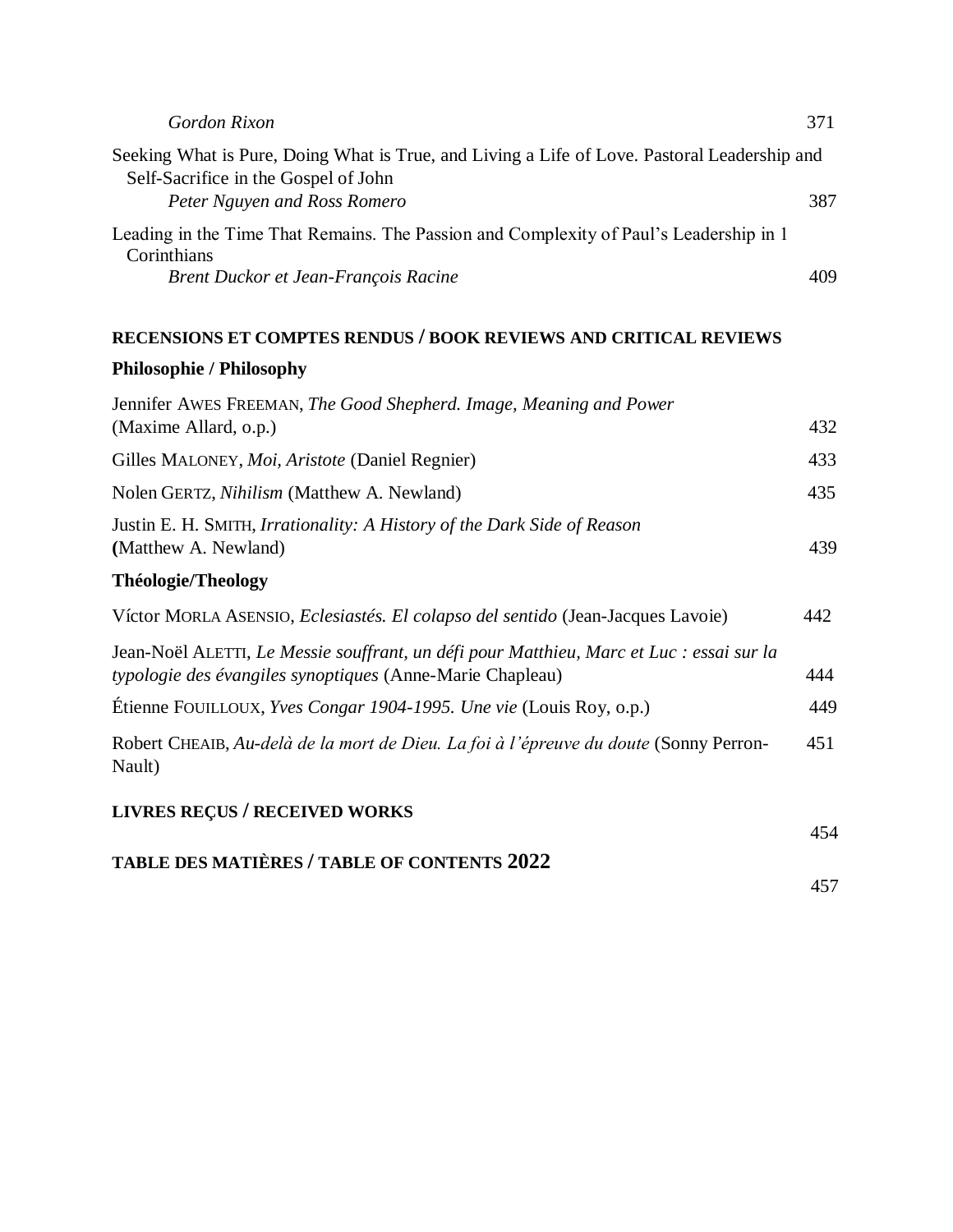*Gordon Rixon* 371

Seeking What is Pure, Doing What is True, and Living a Life of Love. Pastoral Leadership and Self-Sacrifice in the Gospel of John
*Peter Nguyen and Ross Romero* 387

Leading in the Time That Remains. The Passion and Complexity of Paul's Leadership in 1 Corinthians
*Brent Duckor et Jean-François Racine* 409

## RECENSIONS ET COMPTES RENDUS / BOOK REVIEWS AND CRITICAL REVIEWS

### Philosophie / Philosophy

Jennifer AWES FREEMAN, *The Good Shepherd. Image, Meaning and Power* (Maxime Allard, o.p.) 432

Gilles MALONEY, *Moi, Aristote* (Daniel Regnier) 433

Nolen GERTZ, *Nihilism* (Matthew A. Newland) 435

Justin E. H. SMITH, *Irrationality: A History of the Dark Side of Reason* **(**Matthew A. Newland) 439

### Théologie/Theology

Víctor MORLA ASENSIO, *Eclesiastés. El colapso del sentido* (Jean-Jacques Lavoie) 442

Jean-Noël ALETTI, *Le Messie souffrant, un défi pour Matthieu, Marc et Luc : essai sur la typologie des évangiles synoptiques* (Anne-Marie Chapleau) 444

Étienne FOUILLOUX, *Yves Congar 1904-1995. Une vie* (Louis Roy, o.p.) 449

Robert CHEAIB, *Au-delà de la mort de Dieu. La foi à l'épreuve du doute* (Sonny Perron-Nault) 451

## LIVRES REÇUS / RECEIVED WORKS
454

## TABLE DES MATIÈRES / TABLE OF CONTENTS 2022
457